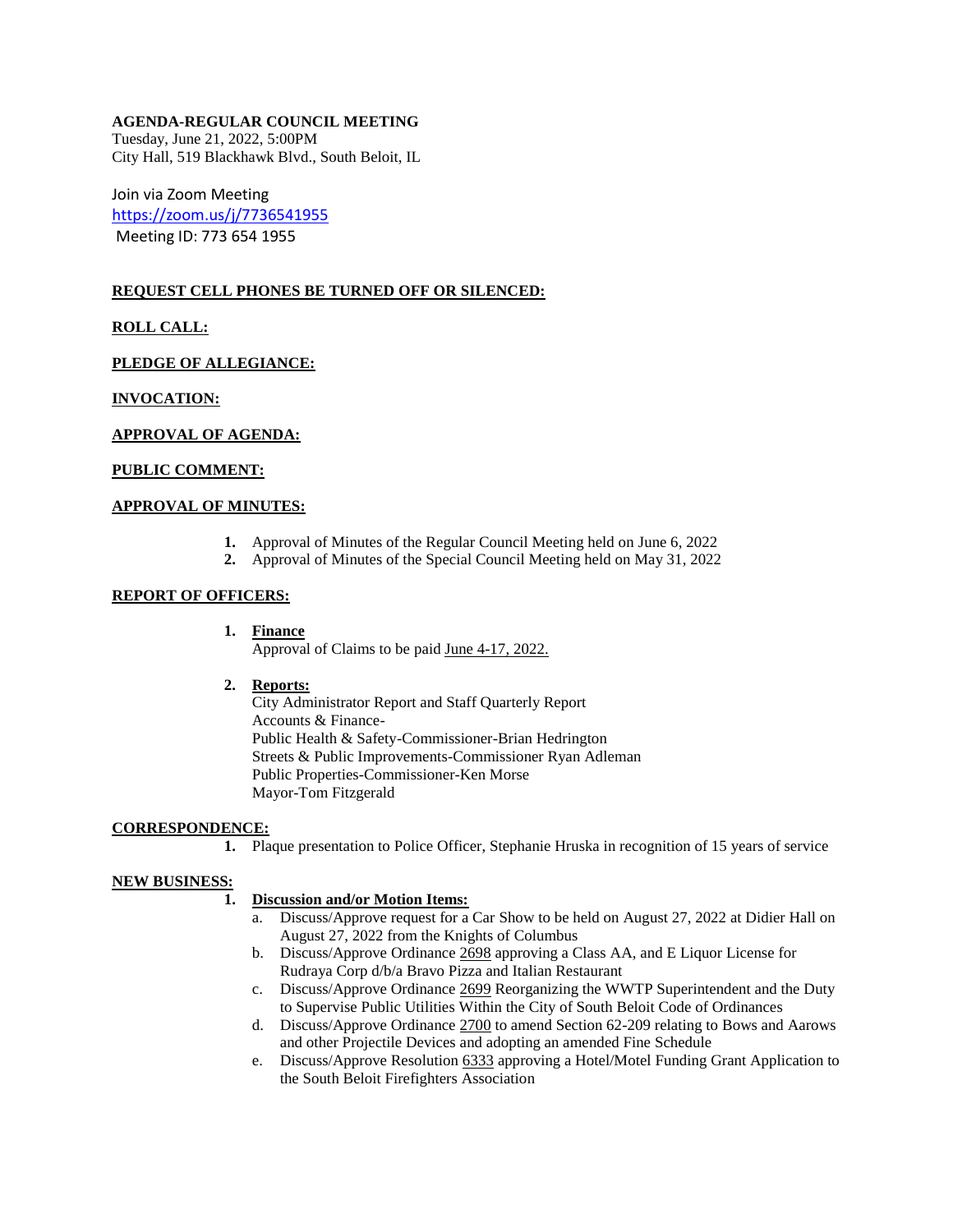**AGENDA-REGULAR COUNCIL MEETING**
Tuesday, June 21, 2022, 5:00PM
City Hall, 519 Blackhawk Blvd., South Beloit, IL

Join via Zoom Meeting
https://zoom.us/j/7736541955
Meeting ID: 773 654 1955

**REQUEST CELL PHONES BE TURNED OFF OR SILENCED:**

**ROLL CALL:**

**PLEDGE OF ALLEGIANCE:**

**INVOCATION:**

**APPROVAL OF AGENDA:**

**PUBLIC COMMENT:**

**APPROVAL OF MINUTES:**

1. Approval of Minutes of the Regular Council Meeting held on June 6, 2022
2. Approval of Minutes of the Special Council Meeting held on May 31, 2022

**REPORT OF OFFICERS:**

1. **Finance**
   Approval of Claims to be paid June 4-17, 2022.

2. **Reports:**
   City Administrator Report and Staff Quarterly Report
   Accounts & Finance-
   Public Health & Safety-Commissioner-Brian Hedrington
   Streets & Public Improvements-Commissioner Ryan Adleman
   Public Properties-Commissioner-Ken Morse
   Mayor-Tom Fitzgerald

**CORRESPONDENCE:**

1. Plaque presentation to Police Officer, Stephanie Hruska in recognition of 15 years of service

**NEW BUSINESS:**

1. **Discussion and/or Motion Items:**
   a. Discuss/Approve request for a Car Show to be held on August 27, 2022 at Didier Hall on August 27, 2022 from the Knights of Columbus
   b. Discuss/Approve Ordinance 2698 approving a Class AA, and E Liquor License for Rudraya Corp d/b/a Bravo Pizza and Italian Restaurant
   c. Discuss/Approve Ordinance 2699 Reorganizing the WWTP Superintendent and the Duty to Supervise Public Utilities Within the City of South Beloit Code of Ordinances
   d. Discuss/Approve Ordinance 2700 to amend Section 62-209 relating to Bows and Aarows and other Projectile Devices and adopting an amended Fine Schedule
   e. Discuss/Approve Resolution 6333 approving a Hotel/Motel Funding Grant Application to the South Beloit Firefighters Association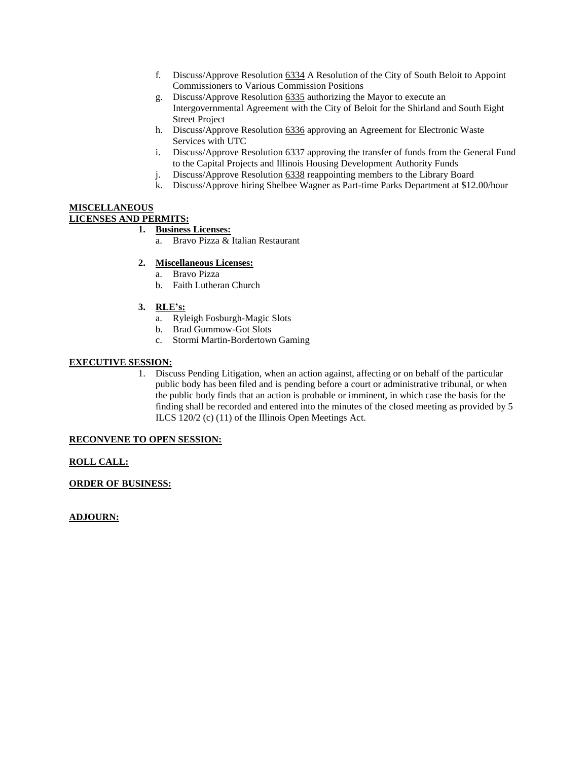f. Discuss/Approve Resolution 6334 A Resolution of the City of South Beloit to Appoint Commissioners to Various Commission Positions
g. Discuss/Approve Resolution 6335 authorizing the Mayor to execute an Intergovernmental Agreement with the City of Beloit for the Shirland and South Eight Street Project
h. Discuss/Approve Resolution 6336 approving an Agreement for Electronic Waste Services with UTC
i. Discuss/Approve Resolution 6337 approving the transfer of funds from the General Fund to the Capital Projects and Illinois Housing Development Authority Funds
j. Discuss/Approve Resolution 6338 reappointing members to the Library Board
k. Discuss/Approve hiring Shelbee Wagner as Part-time Parks Department at $12.00/hour

**MISCELLANEOUS**
**LICENSES AND PERMITS:**

1. **Business Licenses:**
   a. Bravo Pizza & Italian Restaurant

2. **Miscellaneous Licenses:**
   a. Bravo Pizza
   b. Faith Lutheran Church

3. **RLE's:**
   a. Ryleigh Fosburgh-Magic Slots
   b. Brad Gummow-Got Slots
   c. Stormi Martin-Bordertown Gaming

**EXECUTIVE SESSION:**

1. Discuss Pending Litigation, when an action against, affecting or on behalf of the particular public body has been filed and is pending before a court or administrative tribunal, or when the public body finds that an action is probable or imminent, in which case the basis for the finding shall be recorded and entered into the minutes of the closed meeting as provided by 5 ILCS 120/2 (c) (11) of the Illinois Open Meetings Act.

**RECONVENE TO OPEN SESSION:**

**ROLL CALL:**

**ORDER OF BUSINESS:**

**ADJOURN:**